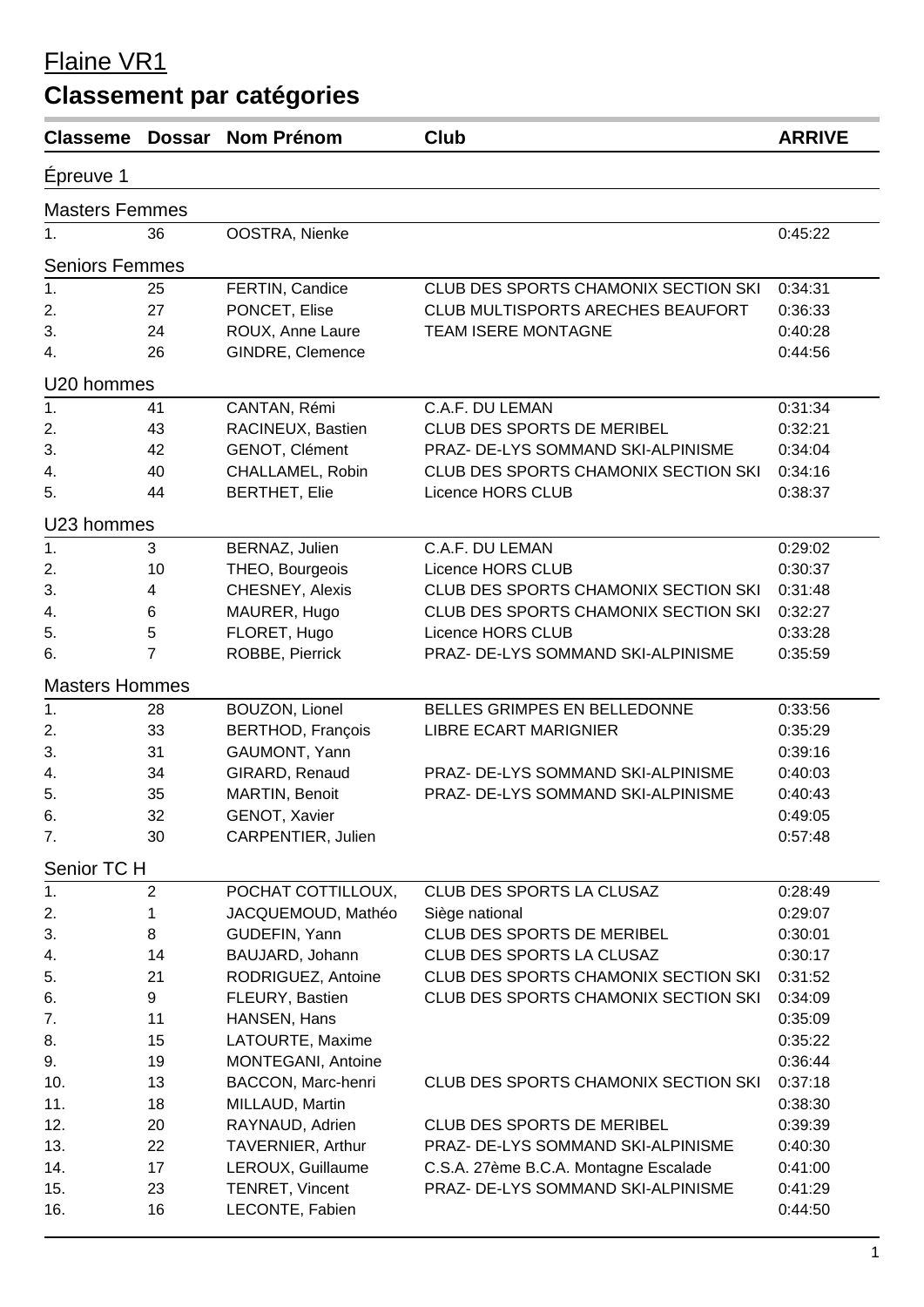# Flaine VR1

## Classement par catégories

| Classeme | Dossar | Nom Prénom | Club | ARRIVE |
|---|---|---|---|---|
| **Épreuve 1** | | | | |
| **Masters Femmes** | | | | |
| 1. | 36 | OOSTRA, Nienke | | 0:45:22 |
| **Seniors Femmes** | | | | |
| 1. | 25 | FERTIN, Candice | CLUB DES SPORTS CHAMONIX SECTION SKI | 0:34:31 |
| 2. | 27 | PONCET, Elise | CLUB MULTISPORTS ARECHES BEAUFORT | 0:36:33 |
| 3. | 24 | ROUX, Anne Laure | TEAM ISERE MONTAGNE | 0:40:28 |
| 4. | 26 | GINDRE, Clemence | | 0:44:56 |
| **U20 hommes** | | | | |
| 1. | 41 | CANTAN, Rémi | C.A.F. DU LEMAN | 0:31:34 |
| 2. | 43 | RACINEUX, Bastien | CLUB DES SPORTS DE MERIBEL | 0:32:21 |
| 3. | 42 | GENOT, Clément | PRAZ- DE-LYS SOMMAND SKI-ALPINISME | 0:34:04 |
| 4. | 40 | CHALLAMEL, Robin | CLUB DES SPORTS CHAMONIX SECTION SKI | 0:34:16 |
| 5. | 44 | BERTHET, Elie | Licence HORS CLUB | 0:38:37 |
| **U23 hommes** | | | | |
| 1. | 3 | BERNAZ, Julien | C.A.F. DU LEMAN | 0:29:02 |
| 2. | 10 | THEO, Bourgeois | Licence HORS CLUB | 0:30:37 |
| 3. | 4 | CHESNEY, Alexis | CLUB DES SPORTS CHAMONIX SECTION SKI | 0:31:48 |
| 4. | 6 | MAURER, Hugo | CLUB DES SPORTS CHAMONIX SECTION SKI | 0:32:27 |
| 5. | 5 | FLORET, Hugo | Licence HORS CLUB | 0:33:28 |
| 6. | 7 | ROBBE, Pierrick | PRAZ- DE-LYS SOMMAND SKI-ALPINISME | 0:35:59 |
| **Masters Hommes** | | | | |
| 1. | 28 | BOUZON, Lionel | BELLES GRIMPES EN BELLEDONNE | 0:33:56 |
| 2. | 33 | BERTHOD, François | LIBRE ECART MARIGNIER | 0:35:29 |
| 3. | 31 | GAUMONT, Yann | | 0:39:16 |
| 4. | 34 | GIRARD, Renaud | PRAZ- DE-LYS SOMMAND SKI-ALPINISME | 0:40:03 |
| 5. | 35 | MARTIN, Benoit | PRAZ- DE-LYS SOMMAND SKI-ALPINISME | 0:40:43 |
| 6. | 32 | GENOT, Xavier | | 0:49:05 |
| 7. | 30 | CARPENTIER, Julien | | 0:57:48 |
| **Senior TC H** | | | | |
| 1. | 2 | POCHAT COTTILLOUX, | CLUB DES SPORTS LA CLUSAZ | 0:28:49 |
| 2. | 1 | JACQUEMOUD, Mathéo | Siège national | 0:29:07 |
| 3. | 8 | GUDEFIN, Yann | CLUB DES SPORTS DE MERIBEL | 0:30:01 |
| 4. | 14 | BAUJARD, Johann | CLUB DES SPORTS LA CLUSAZ | 0:30:17 |
| 5. | 21 | RODRIGUEZ, Antoine | CLUB DES SPORTS CHAMONIX SECTION SKI | 0:31:52 |
| 6. | 9 | FLEURY, Bastien | CLUB DES SPORTS CHAMONIX SECTION SKI | 0:34:09 |
| 7. | 11 | HANSEN, Hans | | 0:35:09 |
| 8. | 15 | LATOURTE, Maxime | | 0:35:22 |
| 9. | 19 | MONTEGANI, Antoine | | 0:36:44 |
| 10. | 13 | BACCON, Marc-henri | CLUB DES SPORTS CHAMONIX SECTION SKI | 0:37:18 |
| 11. | 18 | MILLAUD, Martin | | 0:38:30 |
| 12. | 20 | RAYNAUD, Adrien | CLUB DES SPORTS DE MERIBEL | 0:39:39 |
| 13. | 22 | TAVERNIER, Arthur | PRAZ- DE-LYS SOMMAND SKI-ALPINISME | 0:40:30 |
| 14. | 17 | LEROUX, Guillaume | C.S.A. 27ème B.C.A. Montagne Escalade | 0:41:00 |
| 15. | 23 | TENRET, Vincent | PRAZ- DE-LYS SOMMAND SKI-ALPINISME | 0:41:29 |
| 16. | 16 | LECONTE, Fabien | | 0:44:50 |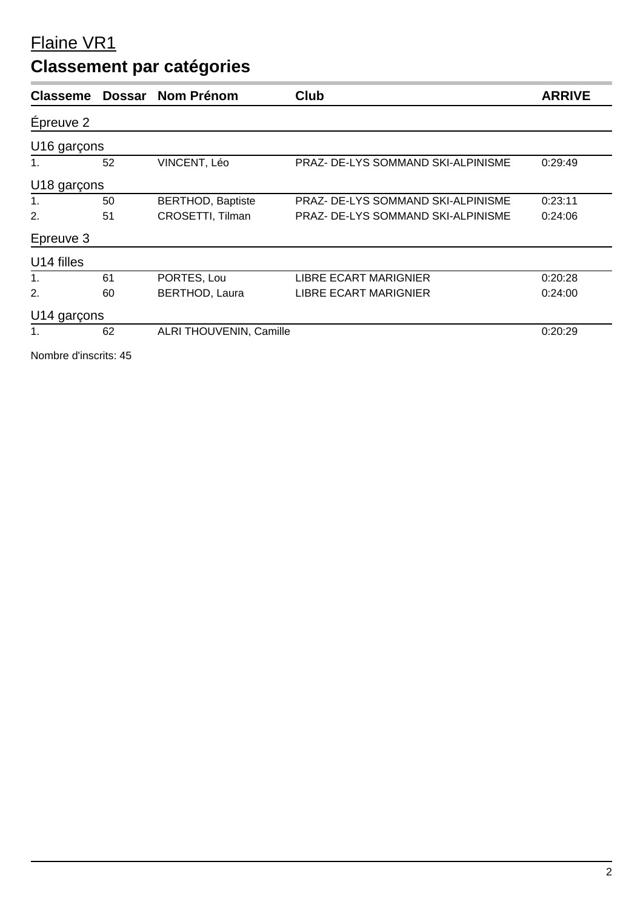# Flaine VR1

## Classement par catégories

| Classeme | Dossar | Nom Prénom | Club | ARRIVE |
|---|---|---|---|---|
| **Épreuve 2** | | | | |
| **U16 garçons** | | | | |
| 1. | 52 | VINCENT, Léo | PRAZ- DE-LYS SOMMAND SKI-ALPINISME | 0:29:49 |
| **U18 garçons** | | | | |
| 1. | 50 | BERTHOD, Baptiste | PRAZ- DE-LYS SOMMAND SKI-ALPINISME | 0:23:11 |
| 2. | 51 | CROSETTI, Tilman | PRAZ- DE-LYS SOMMAND SKI-ALPINISME | 0:24:06 |
| **Epreuve 3** | | | | |
| **U14 filles** | | | | |
| 1. | 61 | PORTES, Lou | LIBRE ECART MARIGNIER | 0:20:28 |
| 2. | 60 | BERTHOD, Laura | LIBRE ECART MARIGNIER | 0:24:00 |
| **U14 garçons** | | | | |
| 1. | 62 | ALRI THOUVENIN, Camille | | 0:20:29 |

Nombre d'inscrits: 45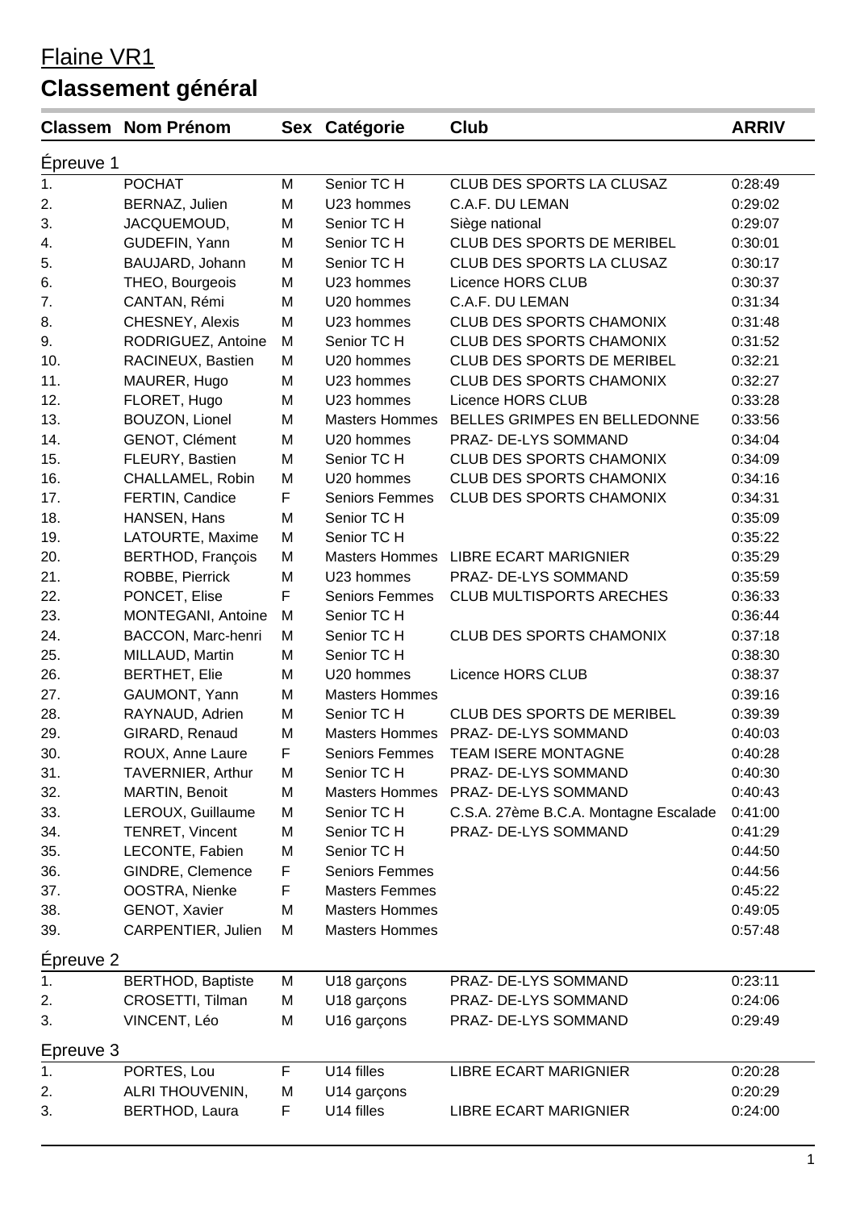# Flaine VR1

## Classement général

| Classem | Nom Prénom | Sex | Catégorie | Club | ARRIV |
|---|---|---|---|---|---|
| **Épreuve 1** | | | | | |
| 1. | POCHAT | M | Senior TC H | CLUB DES SPORTS LA CLUSAZ | 0:28:49 |
| 2. | BERNAZ, Julien | M | U23 hommes | C.A.F. DU LEMAN | 0:29:02 |
| 3. | JACQUEMOUD, | M | Senior TC H | Siège national | 0:29:07 |
| 4. | GUDEFIN, Yann | M | Senior TC H | CLUB DES SPORTS DE MERIBEL | 0:30:01 |
| 5. | BAUJARD, Johann | M | Senior TC H | CLUB DES SPORTS LA CLUSAZ | 0:30:17 |
| 6. | THEO, Bourgeois | M | U23 hommes | Licence HORS CLUB | 0:30:37 |
| 7. | CANTAN, Rémi | M | U20 hommes | C.A.F. DU LEMAN | 0:31:34 |
| 8. | CHESNEY, Alexis | M | U23 hommes | CLUB DES SPORTS CHAMONIX | 0:31:48 |
| 9. | RODRIGUEZ, Antoine | M | Senior TC H | CLUB DES SPORTS CHAMONIX | 0:31:52 |
| 10. | RACINEUX, Bastien | M | U20 hommes | CLUB DES SPORTS DE MERIBEL | 0:32:21 |
| 11. | MAURER, Hugo | M | U23 hommes | CLUB DES SPORTS CHAMONIX | 0:32:27 |
| 12. | FLORET, Hugo | M | U23 hommes | Licence HORS CLUB | 0:33:28 |
| 13. | BOUZON, Lionel | M | Masters Hommes | BELLES GRIMPES EN BELLEDONNE | 0:33:56 |
| 14. | GENOT, Clément | M | U20 hommes | PRAZ- DE-LYS SOMMAND | 0:34:04 |
| 15. | FLEURY, Bastien | M | Senior TC H | CLUB DES SPORTS CHAMONIX | 0:34:09 |
| 16. | CHALLAMEL, Robin | M | U20 hommes | CLUB DES SPORTS CHAMONIX | 0:34:16 |
| 17. | FERTIN, Candice | F | Seniors Femmes | CLUB DES SPORTS CHAMONIX | 0:34:31 |
| 18. | HANSEN, Hans | M | Senior TC H | | 0:35:09 |
| 19. | LATOURTE, Maxime | M | Senior TC H | | 0:35:22 |
| 20. | BERTHOD, François | M | Masters Hommes | LIBRE ECART MARIGNIER | 0:35:29 |
| 21. | ROBBE, Pierrick | M | U23 hommes | PRAZ- DE-LYS SOMMAND | 0:35:59 |
| 22. | PONCET, Elise | F | Seniors Femmes | CLUB MULTISPORTS ARECHES | 0:36:33 |
| 23. | MONTEGANI, Antoine | M | Senior TC H | | 0:36:44 |
| 24. | BACCON, Marc-henri | M | Senior TC H | CLUB DES SPORTS CHAMONIX | 0:37:18 |
| 25. | MILLAUD, Martin | M | Senior TC H | | 0:38:30 |
| 26. | BERTHET, Elie | M | U20 hommes | Licence HORS CLUB | 0:38:37 |
| 27. | GAUMONT, Yann | M | Masters Hommes | | 0:39:16 |
| 28. | RAYNAUD, Adrien | M | Senior TC H | CLUB DES SPORTS DE MERIBEL | 0:39:39 |
| 29. | GIRARD, Renaud | M | Masters Hommes | PRAZ- DE-LYS SOMMAND | 0:40:03 |
| 30. | ROUX, Anne Laure | F | Seniors Femmes | TEAM ISERE MONTAGNE | 0:40:28 |
| 31. | TAVERNIER, Arthur | M | Senior TC H | PRAZ- DE-LYS SOMMAND | 0:40:30 |
| 32. | MARTIN, Benoit | M | Masters Hommes | PRAZ- DE-LYS SOMMAND | 0:40:43 |
| 33. | LEROUX, Guillaume | M | Senior TC H | C.S.A. 27ème B.C.A. Montagne Escalade | 0:41:00 |
| 34. | TENRET, Vincent | M | Senior TC H | PRAZ- DE-LYS SOMMAND | 0:41:29 |
| 35. | LECONTE, Fabien | M | Senior TC H | | 0:44:50 |
| 36. | GINDRE, Clemence | F | Seniors Femmes | | 0:44:56 |
| 37. | OOSTRA, Nienke | F | Masters Femmes | | 0:45:22 |
| 38. | GENOT, Xavier | M | Masters Hommes | | 0:49:05 |
| 39. | CARPENTIER, Julien | M | Masters Hommes | | 0:57:48 |
| **Épreuve 2** | | | | | |
| 1. | BERTHOD, Baptiste | M | U18 garçons | PRAZ- DE-LYS SOMMAND | 0:23:11 |
| 2. | CROSETTI, Tilman | M | U18 garçons | PRAZ- DE-LYS SOMMAND | 0:24:06 |
| 3. | VINCENT, Léo | M | U16 garçons | PRAZ- DE-LYS SOMMAND | 0:29:49 |
| **Epreuve 3** | | | | | |
| 1. | PORTES, Lou | F | U14 filles | LIBRE ECART MARIGNIER | 0:20:28 |
| 2. | ALRI THOUVENIN, | M | U14 garçons | | 0:20:29 |
| 3. | BERTHOD, Laura | F | U14 filles | LIBRE ECART MARIGNIER | 0:24:00 |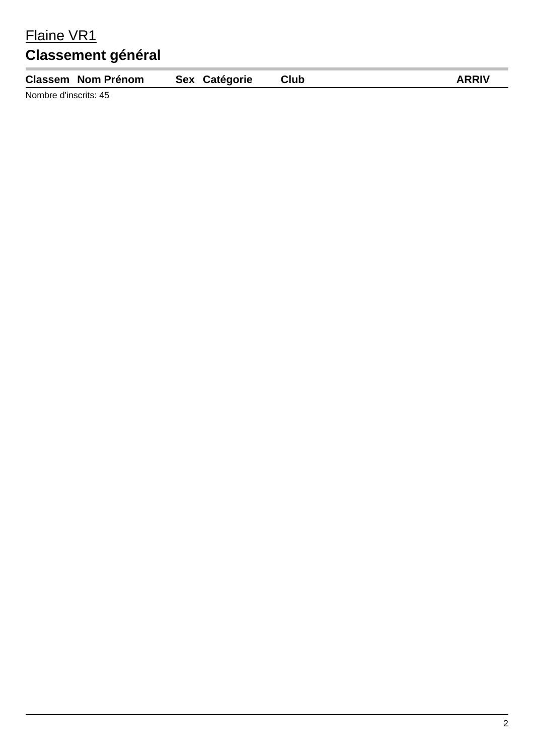Flaine VR1

## Classement général

| Classem | Nom Prénom | Sex | Catégorie | Club | ARRIV |
|---|---|---|---|---|---|

Nombre d'inscrits: 45